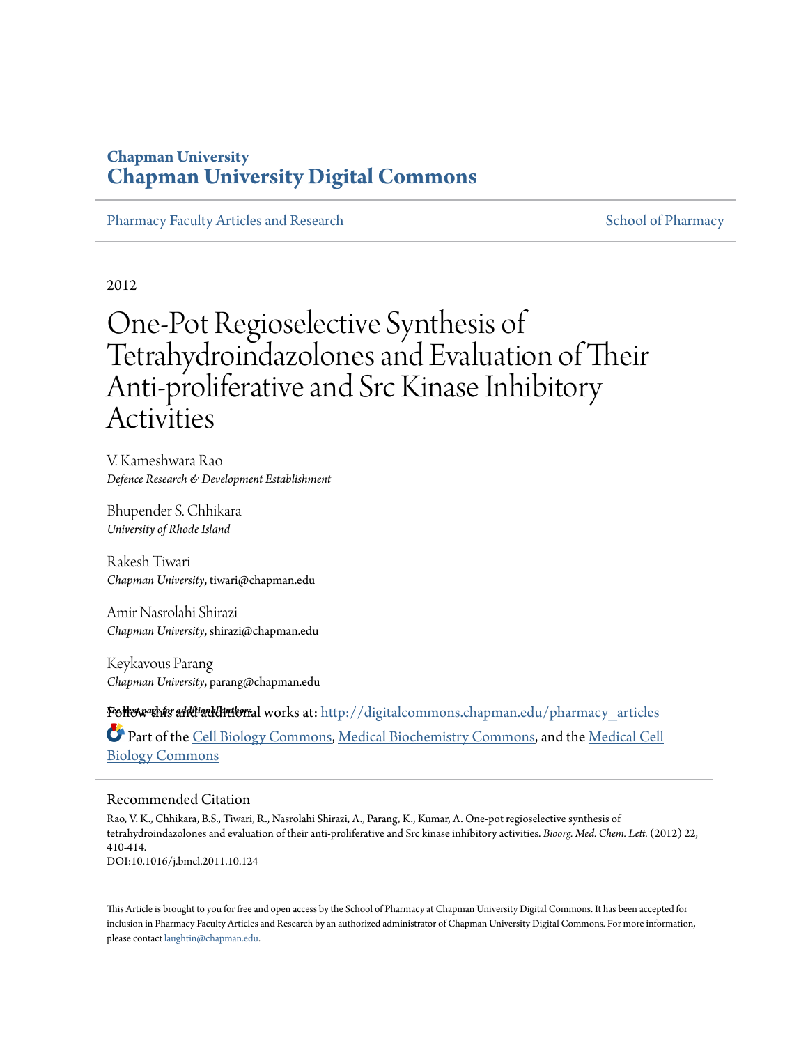Chapman University

# Chapman University Digital Commons

Pharmacy Faculty Articles and Research | School of Pharmacy

2012

# One-Pot Regioselective Synthesis of Tetrahydroindazolones and Evaluation of Their Anti-proliferative and Src Kinase Inhibitory Activities

V. Kameshwara Rao
*Defence Research & Development Establishment*

Bhupender S. Chhikara
*University of Rhode Island*

Rakesh Tiwari
*Chapman University*, tiwari@chapman.edu

Amir Nasrolahi Shirazi
*Chapman University*, shirazi@chapman.edu

Keykavous Parang
*Chapman University*, parang@chapman.edu

*See next page for additional authors*

Follow this and additional works at: http://digitalcommons.chapman.edu/pharmacy_articles

Part of the Cell Biology Commons, Medical Biochemistry Commons, and the Medical Cell Biology Commons

## Recommended Citation

Rao, V. K., Chhikara, B.S., Tiwari, R., Nasrolahi Shirazi, A., Parang, K., Kumar, A. One-pot regioselective synthesis of tetrahydroindazolones and evaluation of their anti-proliferative and Src kinase inhibitory activities. *Bioorg. Med. Chem. Lett.* (2012) 22, 410-414.
DOI:10.1016/j.bmcl.2011.10.124

This Article is brought to you for free and open access by the School of Pharmacy at Chapman University Digital Commons. It has been accepted for inclusion in Pharmacy Faculty Articles and Research by an authorized administrator of Chapman University Digital Commons. For more information, please contact laughtin@chapman.edu.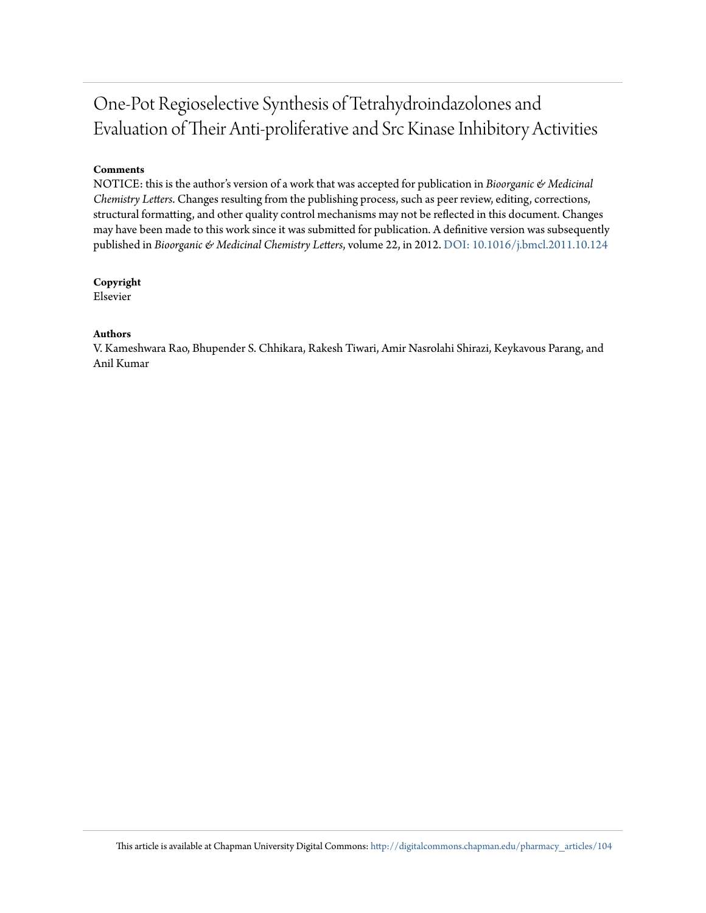# One-Pot Regioselective Synthesis of Tetrahydroindazolones and Evaluation of Their Anti-proliferative and Src Kinase Inhibitory Activities

**Comments**

NOTICE: this is the author's version of a work that was accepted for publication in *Bioorganic & Medicinal Chemistry Letters*. Changes resulting from the publishing process, such as peer review, editing, corrections, structural formatting, and other quality control mechanisms may not be reflected in this document. Changes may have been made to this work since it was submitted for publication. A definitive version was subsequently published in *Bioorganic & Medicinal Chemistry Letters*, volume 22, in 2012. DOI: 10.1016/j.bmcl.2011.10.124

**Copyright**

Elsevier

**Authors**

V. Kameshwara Rao, Bhupender S. Chhikara, Rakesh Tiwari, Amir Nasrolahi Shirazi, Keykavous Parang, and Anil Kumar

This article is available at Chapman University Digital Commons: http://digitalcommons.chapman.edu/pharmacy_articles/104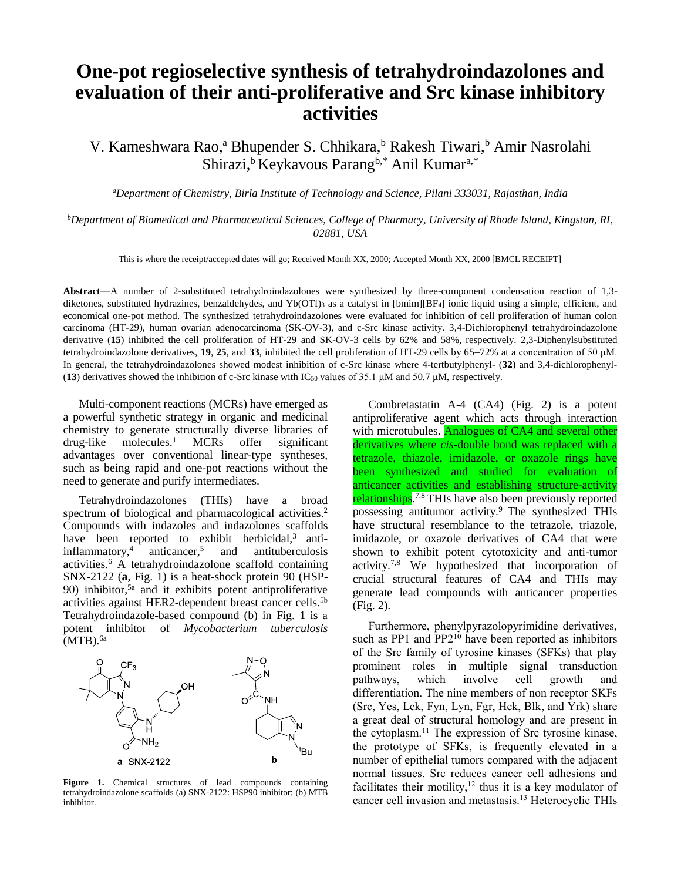# One-pot regioselective synthesis of tetrahydroindazolones and evaluation of their anti-proliferative and Src kinase inhibitory activities

V. Kameshwara Rao,[a] Bhupender S. Chhikara,[b] Rakesh Tiwari,[b] Amir Nasrolahi Shirazi,[b] Keykavous Parang[b,*] Anil Kumar[a,*]

[a]*Department of Chemistry, Birla Institute of Technology and Science, Pilani 333031, Rajasthan, India*

[b]*Department of Biomedical and Pharmaceutical Sciences, College of Pharmacy, University of Rhode Island, Kingston, RI, 02881, USA*

This is where the receipt/accepted dates will go; Received Month XX, 2000; Accepted Month XX, 2000 [BMCL RECEIPT]

**Abstract**—A number of 2-substituted tetrahydroindazolones were synthesized by three-component condensation reaction of 1,3-diketones, substituted hydrazines, benzaldehydes, and $Yb(OTf)_3$ as a catalyst in [bmim][$BF_4$] ionic liquid using a simple, efficient, and economical one-pot method. The synthesized tetrahydroindazolones were evaluated for inhibition of cell proliferation of human colon carcinoma (HT-29), human ovarian adenocarcinoma (SK-OV-3), and c-Src kinase activity. 3,4-Dichlorophenyl tetrahydroindazolone derivative (**15**) inhibited the cell proliferation of HT-29 and SK-OV-3 cells by 62% and 58%, respectively. 2,3-Diphenylsubstituted tetrahydroindazolone derivatives, **19**, **25**, and **33**, inhibited the cell proliferation of HT-29 cells by 65–72% at a concentration of 50 μM. In general, the tetrahydroindazolones showed modest inhibition of c-Src kinase where 4-tertbutylphenyl- (**32**) and 3,4-dichlorophenyl- (**13**) derivatives showed the inhibition of c-Src kinase with $IC_{50}$ values of 35.1 μM and 50.7 μM, respectively.

---

Multi-component reactions (MCRs) have emerged as a powerful synthetic strategy in organic and medicinal chemistry to generate structurally diverse libraries of drug-like molecules.[1] MCRs offer significant advantages over conventional linear-type syntheses, such as being rapid and one-pot reactions without the need to generate and purify intermediates.

Tetrahydroindazolones (THIs) have a broad spectrum of biological and pharmacological activities.[2] Compounds with indazoles and indazolones scaffolds have been reported to exhibit herbicidal,[3] anti-inflammatory,[4] anticancer,[5] and antituberculosis activities.[6] A tetrahydroindazolone scaffold containing SNX-2122 (**a**, Fig. 1) is a heat-shock protein 90 (HSP-90) inhibitor,[5a] and it exhibits potent antiproliferative activities against HER2-dependent breast cancer cells.[5b] Tetrahydroindazole-based compound (b) in Fig. 1 is a potent inhibitor of *Mycobacterium tuberculosis* (MTB).[6a]

**Figure 1.** Chemical structures of lead compounds containing tetrahydroindazolone scaffolds (a) SNX-2122: HSP90 inhibitor; (b) MTB inhibitor.

Combretastatin A-4 (CA4) (Fig. 2) is a potent antiproliferative agent which acts through interaction with microtubules. Analogues of CA4 and several other derivatives where *cis*-double bond was replaced with a tetrazole, thiazole, imidazole, or oxazole rings have been synthesized and studied for evaluation of anticancer activities and establishing structure-activity relationships.[7,8] THIs have also been previously reported possessing antitumor activity.[9] The synthesized THIs have structural resemblance to the tetrazole, triazole, imidazole, or oxazole derivatives of CA4 that were shown to exhibit potent cytotoxicity and anti-tumor activity.[7,8] We hypothesized that incorporation of crucial structural features of CA4 and THIs may generate lead compounds with anticancer properties (Fig. 2).

Furthermore, phenylpyrazolopyrimidine derivatives, such as PP1 and PP2[10] have been reported as inhibitors of the Src family of tyrosine kinases (SFKs) that play prominent roles in multiple signal transduction pathways, which involve cell growth and differentiation. The nine members of non receptor SKFs (Src, Yes, Lck, Fyn, Lyn, Fgr, Hck, Blk, and Yrk) share a great deal of structural homology and are present in the cytoplasm.[11] The expression of Src tyrosine kinase, the prototype of SFKs, is frequently elevated in a number of epithelial tumors compared with the adjacent normal tissues. Src reduces cancer cell adhesions and facilitates their motility,[12] thus it is a key modulator of cancer cell invasion and metastasis.[13] Heterocyclic THIs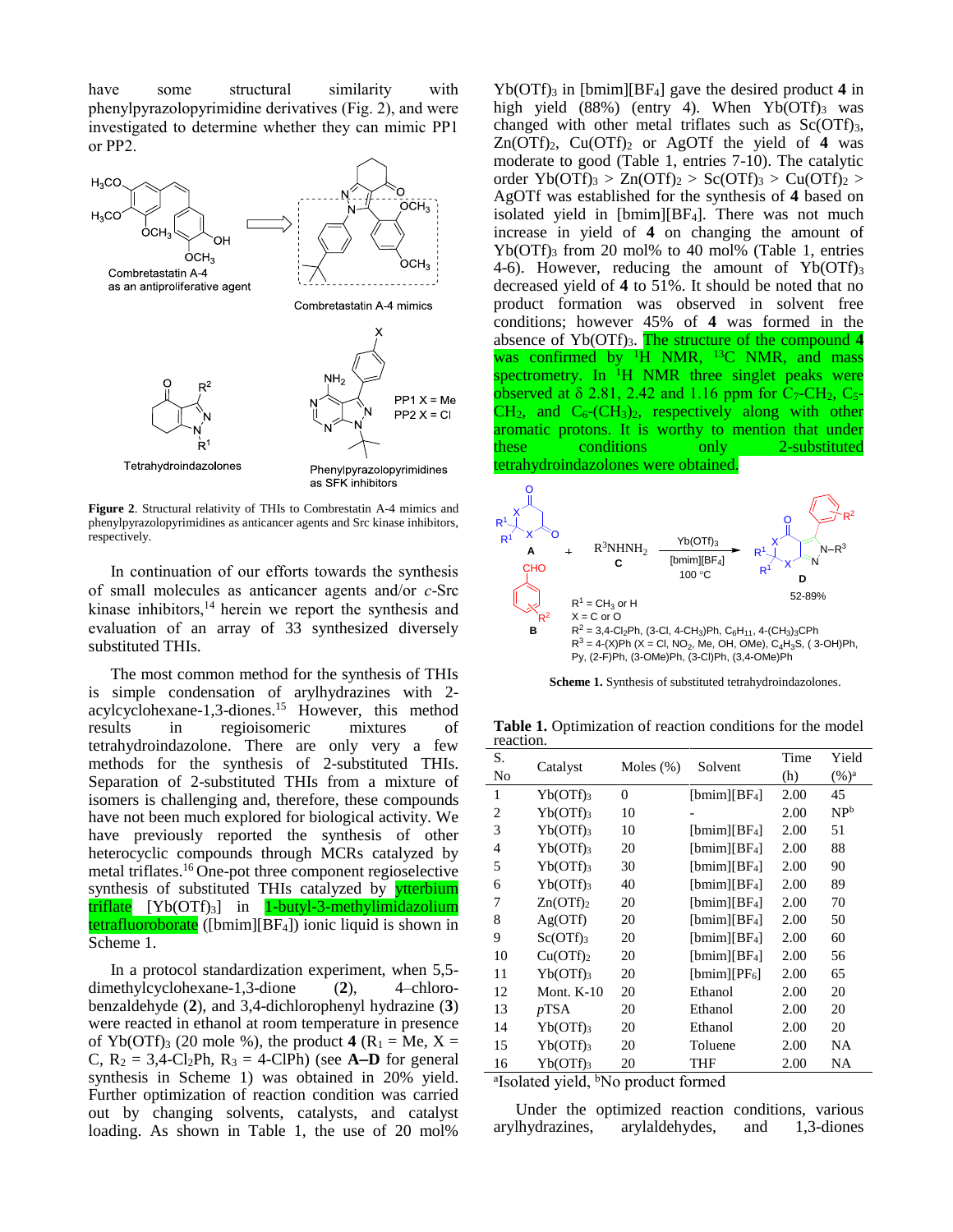have some structural similarity with phenylpyrazolopyrimidine derivatives (Fig. 2), and were investigated to determine whether they can mimic PP1 or PP2.

**Figure 2**. Structural relativity of THIs to Combretastatin A-4 mimics and phenylpyrazolopyrimidines as anticancer agents and Src kinase inhibitors, respectively.

In continuation of our efforts towards the synthesis of small molecules as anticancer agents and/or *c*-Src kinase inhibitors,[14] herein we report the synthesis and evaluation of an array of 33 synthesized diversely substituted THIs.

The most common method for the synthesis of THIs is simple condensation of arylhydrazines with 2-acylcyclohexane-1,3-diones.[15] However, this method results in regioisomeric mixtures of tetrahydroindazolone. There are only very a few methods for the synthesis of 2-substituted THIs. Separation of 2-substituted THIs from a mixture of isomers is challenging and, therefore, these compounds have not been much explored for biological activity. We have previously reported the synthesis of other heterocyclic compounds through MCRs catalyzed by metal triflates.[16] One-pot three component regioselective synthesis of substituted THIs catalyzed by ytterbium triflate [$Yb(OTf)_3$] in 1-butyl-3-methylimidazolium tetrafluoroborate ($[bmim][BF_4]$) ionic liquid is shown in Scheme 1.

In a protocol standardization experiment, when 5,5-dimethylcyclohexane-1,3-dione (**2**), 4–chloro-benzaldehyde (**2**), and 3,4-dichlorophenyl hydrazine (**3**) were reacted in ethanol at room temperature in presence of $Yb(OTf)_3$ (20 mole %), the product **4** ($R_1$ = Me, X = C, $R_2$ = 3,4-$Cl_2$Ph, $R_3$ = 4-ClPh) (see **A–D** for general synthesis in Scheme 1) was obtained in 20% yield. Further optimization of reaction condition was carried out by changing solvents, catalysts, and catalyst loading. As shown in Table 1, the use of 20 mol% $Yb(OTf)_3$ in $[bmim][BF_4]$ gave the desired product **4** in high yield (88%) (entry 4). When $Yb(OTf)_3$ was changed with other metal triflates such as $Sc(OTf)_3$, $Zn(OTf)_2$, $Cu(OTf)_2$ or AgOTf the yield of **4** was moderate to good (Table 1, entries 7-10). The catalytic order $Yb(OTf)_3$ > $Zn(OTf)_2$ > $Sc(OTf)_3$ > $Cu(OTf)_2$ > AgOTf was established for the synthesis of **4** based on isolated yield in $[bmim][BF_4]$. There was not much increase in yield of **4** on changing the amount of $Yb(OTf)_3$ from 20 mol% to 40 mol% (Table 1, entries 4-6). However, reducing the amount of $Yb(OTf)_3$ decreased yield of **4** to 51%. It should be noted that no product formation was observed in solvent free conditions; however 45% of **4** was formed in the absence of $Yb(OTf)_3$. The structure of the compound **4** was confirmed by $^1H$ NMR, $^{13}C$ NMR, and mass spectrometry. In $^1H$ NMR three singlet peaks were observed at δ 2.81, 2.42 and 1.16 ppm for $C_7$-$CH_2$, $C_5$-$CH_2$, and $C_6$-$(CH_3)_2$, respectively along with other aromatic protons. It is worthy to mention that under these conditions only 2-substituted tetrahydroindazolones were obtained.

$R^1$ = $CH_3$ or H
X = C or O
$R^2$ = 3,4-$Cl_2$Ph, (3-Cl, 4-$CH_3$)Ph, $C_6H_{11}$, 4-$(CH_3)_3$CPh
$R^3$ = 4-(X)Ph (X = Cl, $NO_2$, Me, OH, OMe), $C_4H_3S$, ( 3-OH)Ph, Py, (2-F)Ph, (3-OMe)Ph, (3-Cl)Ph, (3,4-OMe)Ph

Conditions: $Yb(OTf)_3$, $[bmim][BF_4]$, 100 °C; **D**: 52-89%

**Scheme 1.** Synthesis of substituted tetrahydroindazolones.

**Table 1.** Optimization of reaction conditions for the model reaction.

| S. No | Catalyst | Moles (%) | Solvent | Time (h) | Yield (%)[a] |
|---|---|---|---|---|---|
| 1 | $Yb(OTf)_3$ | 0 | $[bmim][BF_4]$ | 2.00 | 45 |
| 2 | $Yb(OTf)_3$ | 10 | - | 2.00 | NP[b] |
| 3 | $Yb(OTf)_3$ | 10 | $[bmim][BF_4]$ | 2.00 | 51 |
| 4 | $Yb(OTf)_3$ | 20 | $[bmim][BF_4]$ | 2.00 | 88 |
| 5 | $Yb(OTf)_3$ | 30 | $[bmim][BF_4]$ | 2.00 | 90 |
| 6 | $Yb(OTf)_3$ | 40 | $[bmim][BF_4]$ | 2.00 | 89 |
| 7 | $Zn(OTf)_2$ | 20 | $[bmim][BF_4]$ | 2.00 | 70 |
| 8 | Ag(OTf) | 20 | $[bmim][BF_4]$ | 2.00 | 50 |
| 9 | $Sc(OTf)_3$ | 20 | $[bmim][BF_4]$ | 2.00 | 60 |
| 10 | $Cu(OTf)_2$ | 20 | $[bmim][BF_4]$ | 2.00 | 56 |
| 11 | $Yb(OTf)_3$ | 20 | $[bmim][PF_6]$ | 2.00 | 65 |
| 12 | Mont. K-10 | 20 | Ethanol | 2.00 | 20 |
| 13 | *p*TSA | 20 | Ethanol | 2.00 | 20 |
| 14 | $Yb(OTf)_3$ | 20 | Ethanol | 2.00 | 20 |
| 15 | $Yb(OTf)_3$ | 20 | Toluene | 2.00 | NA |
| 16 | $Yb(OTf)_3$ | 20 | THF | 2.00 | NA |

[a]Isolated yield, [b]No product formed

Under the optimized reaction conditions, various arylhydrazines, arylaldehydes, and 1,3-diones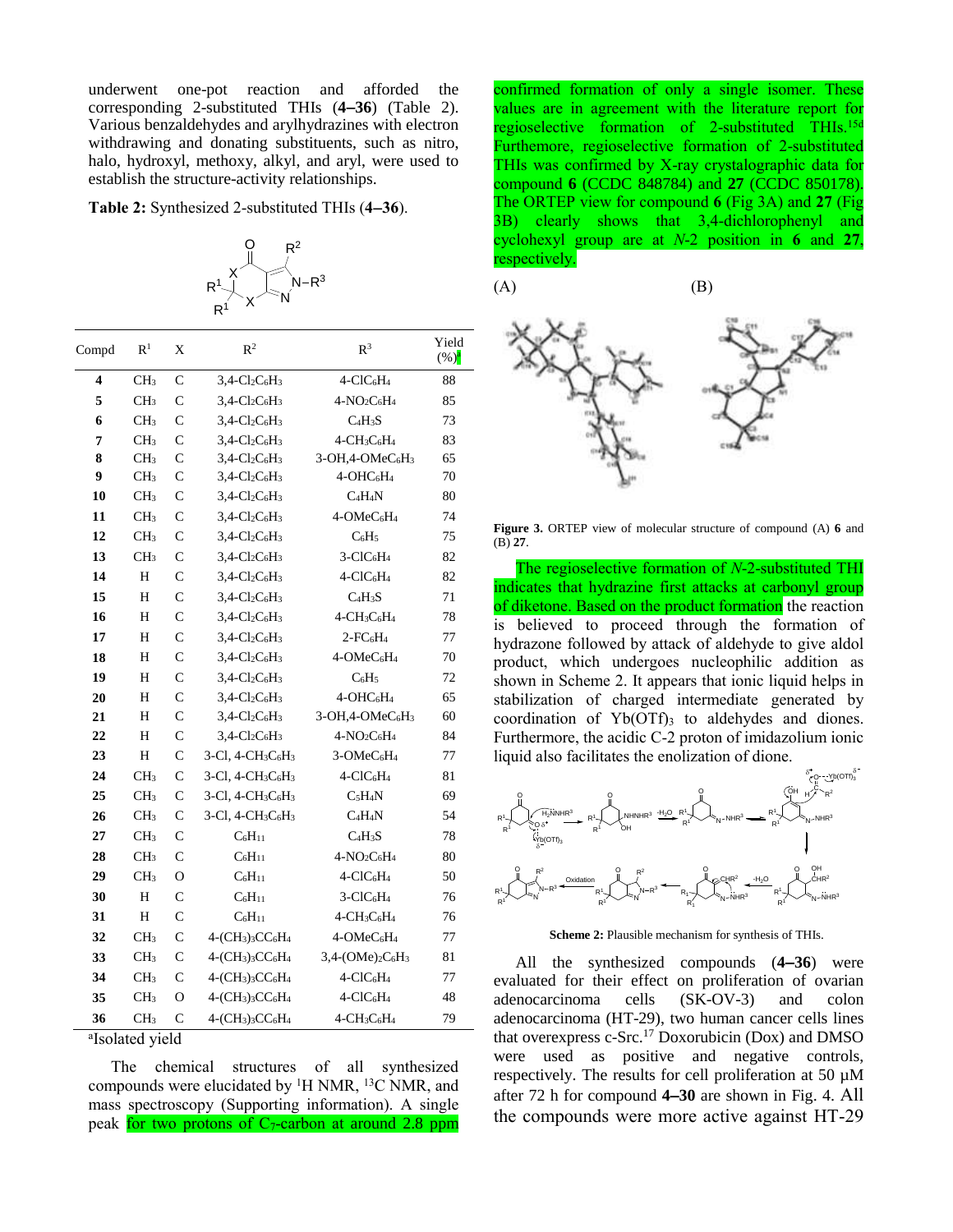underwent one-pot reaction and afforded the corresponding 2-substituted THIs (**4–36**) (Table 2). Various benzaldehydes and arylhydrazines with electron withdrawing and donating substituents, such as nitro, halo, hydroxyl, methoxy, alkyl, and aryl, were used to establish the structure-activity relationships.

**Table 2:** Synthesized 2-substituted THIs (**4–36**).

| Compd | $R^1$ | X | $R^2$ | $R^3$ | Yield (%)[a] |
|---|---|---|---|---|---|
| **4** | $CH_3$ | C | $3,4\text{-}Cl_2C_6H_3$ | $4\text{-}ClC_6H_4$ | 88 |
| **5** | $CH_3$ | C | $3,4\text{-}Cl_2C_6H_3$ | $4\text{-}NO_2C_6H_4$ | 85 |
| **6** | $CH_3$ | C | $3,4\text{-}Cl_2C_6H_3$ | $C_4H_3S$ | 73 |
| **7** | $CH_3$ | C | $3,4\text{-}Cl_2C_6H_3$ | $4\text{-}CH_3C_6H_4$ | 83 |
| **8** | $CH_3$ | C | $3,4\text{-}Cl_2C_6H_3$ | $3\text{-}OH,4\text{-}OMeC_6H_3$ | 65 |
| **9** | $CH_3$ | C | $3,4\text{-}Cl_2C_6H_3$ | $4\text{-}OHC_6H_4$ | 70 |
| **10** | $CH_3$ | C | $3,4\text{-}Cl_2C_6H_3$ | $C_4H_4N$ | 80 |
| **11** | $CH_3$ | C | $3,4\text{-}Cl_2C_6H_3$ | $4\text{-}OMeC_6H_4$ | 74 |
| **12** | $CH_3$ | C | $3,4\text{-}Cl_2C_6H_3$ | $C_6H_5$ | 75 |
| **13** | $CH_3$ | C | $3,4\text{-}Cl_2C_6H_3$ | $3\text{-}ClC_6H_4$ | 82 |
| **14** | H | C | $3,4\text{-}Cl_2C_6H_3$ | $4\text{-}ClC_6H_4$ | 82 |
| **15** | H | C | $3,4\text{-}Cl_2C_6H_3$ | $C_4H_3S$ | 71 |
| **16** | H | C | $3,4\text{-}Cl_2C_6H_3$ | $4\text{-}CH_3C_6H_4$ | 78 |
| **17** | H | C | $3,4\text{-}Cl_2C_6H_3$ | $2\text{-}FC_6H_4$ | 77 |
| **18** | H | C | $3,4\text{-}Cl_2C_6H_3$ | $4\text{-}OMeC_6H_4$ | 70 |
| **19** | H | C | $3,4\text{-}Cl_2C_6H_3$ | $C_6H_5$ | 72 |
| **20** | H | C | $3,4\text{-}Cl_2C_6H_3$ | $4\text{-}OHC_6H_4$ | 65 |
| **21** | H | C | $3,4\text{-}Cl_2C_6H_3$ | $3\text{-}OH,4\text{-}OMeC_6H_3$ | 60 |
| **22** | H | C | $3,4\text{-}Cl_2C_6H_3$ | $4\text{-}NO_2C_6H_4$ | 84 |
| **23** | H | C | $3\text{-}Cl, 4\text{-}CH_3C_6H_3$ | $3\text{-}OMeC_6H_4$ | 77 |
| **24** | $CH_3$ | C | $3\text{-}Cl, 4\text{-}CH_3C_6H_3$ | $4\text{-}ClC_6H_4$ | 81 |
| **25** | $CH_3$ | C | $3\text{-}Cl, 4\text{-}CH_3C_6H_3$ | $C_5H_4N$ | 69 |
| **26** | $CH_3$ | C | $3\text{-}Cl, 4\text{-}CH_3C_6H_3$ | $C_4H_4N$ | 54 |
| **27** | $CH_3$ | C | $C_6H_{11}$ | $C_4H_3S$ | 78 |
| **28** | $CH_3$ | C | $C_6H_{11}$ | $4\text{-}NO_2C_6H_4$ | 80 |
| **29** | $CH_3$ | O | $C_6H_{11}$ | $4\text{-}ClC_6H_4$ | 50 |
| **30** | H | C | $C_6H_{11}$ | $3\text{-}ClC_6H_4$ | 76 |
| **31** | H | C | $C_6H_{11}$ | $4\text{-}CH_3C_6H_4$ | 76 |
| **32** | $CH_3$ | C | $4\text{-}(CH_3)_3CC_6H_4$ | $4\text{-}OMeC_6H_4$ | 77 |
| **33** | $CH_3$ | C | $4\text{-}(CH_3)_3CC_6H_4$ | $3,4\text{-}(OMe)_2C_6H_3$ | 81 |
| **34** | $CH_3$ | C | $4\text{-}(CH_3)_3CC_6H_4$ | $4\text{-}ClC_6H_4$ | 77 |
| **35** | $CH_3$ | O | $4\text{-}(CH_3)_3CC_6H_4$ | $4\text{-}ClC_6H_4$ | 48 |
| **36** | $CH_3$ | C | $4\text{-}(CH_3)_3CC_6H_4$ | $4\text{-}CH_3C_6H_4$ | 79 |

[a]Isolated yield

The chemical structures of all synthesized compounds were elucidated by $^1H$ NMR, $^{13}C$ NMR, and mass spectroscopy (Supporting information). A single peak for two protons of $C_7$-carbon at around 2.8 ppm confirmed formation of only a single isomer. These values are in agreement with the literature report for regioselective formation of 2-substituted THIs.[15d] Furthermore, regioselective formation of 2-substituted THIs was confirmed by X-ray crystalographic data for compound **6** (CCDC 848784) and **27** (CCDC 850178). The ORTEP view for compound **6** (Fig 3A) and **27** (Fig 3B) clearly shows that 3,4-dichlorophenyl and cyclohexyl group are at *N*-2 position in **6** and **27**, respectively.

**Figure 3.** ORTEP view of molecular structure of compound (A) **6** and (B) **27**.

The regioselective formation of *N*-2-substituted THI indicates that hydrazine first attacks at carbonyl group of diketone. Based on the product formation the reaction is believed to proceed through the formation of hydrazone followed by attack of aldehyde to give aldol product, which undergoes nucleophilic addition as shown in Scheme 2. It appears that ionic liquid helps in stabilization of charged intermediate generated by coordination of $Yb(OTf)_3$ to aldehydes and diones. Furthermore, the acidic C-2 proton of imidazolium ionic liquid also facilitates the enolization of dione.

**Scheme 2:** Plausible mechanism for synthesis of THIs.

All the synthesized compounds (**4–36**) were evaluated for their effect on proliferation of ovarian adenocarcinoma cells (SK-OV-3) and colon adenocarcinoma (HT-29), two human cancer cells lines that overexpress c-Src.[17] Doxorubicin (Dox) and DMSO were used as positive and negative controls, respectively. The results for cell proliferation at 50 µM after 72 h for compound **4–30** are shown in Fig. 4. All the compounds were more active against HT-29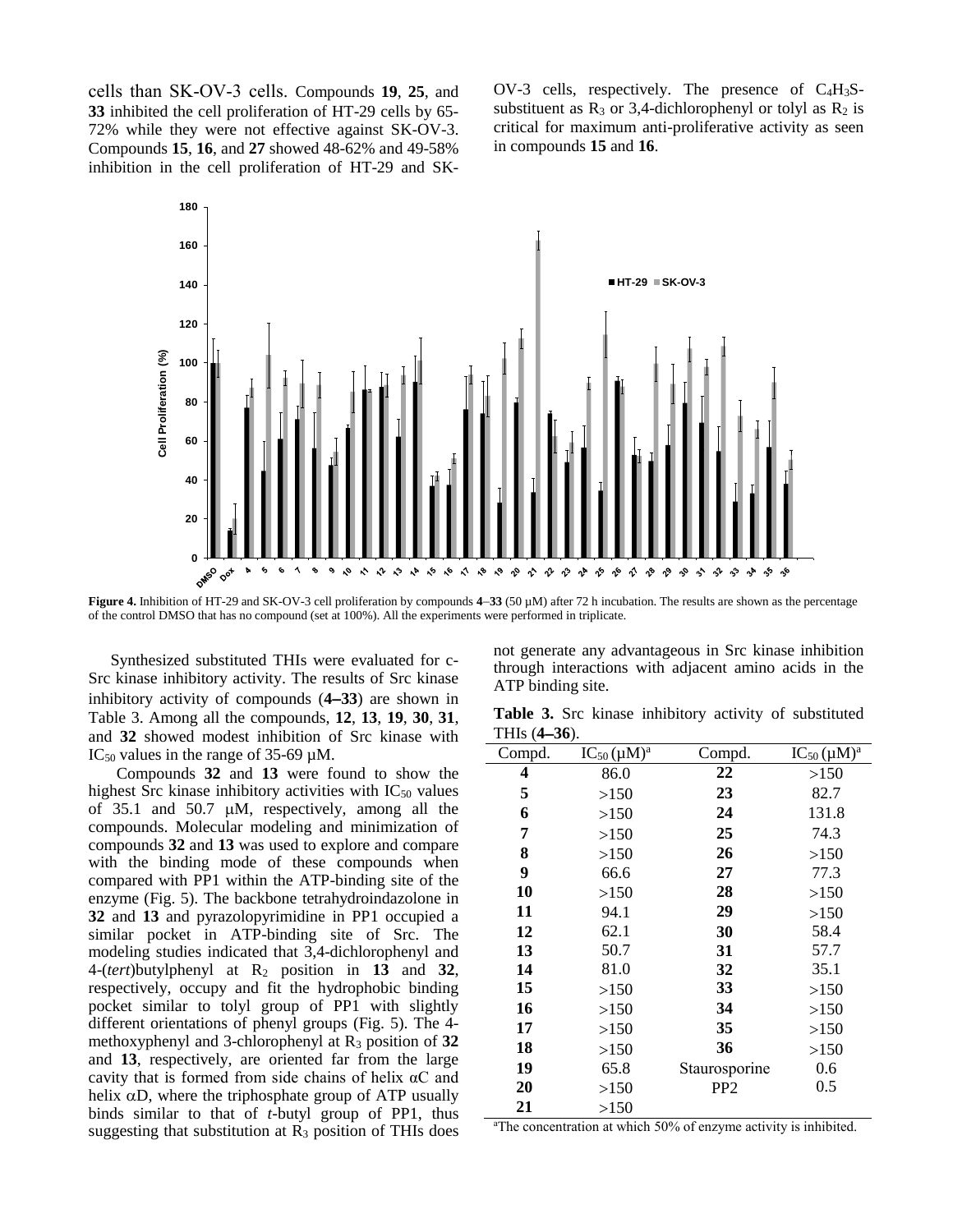cells than SK-OV-3 cells. Compounds **19**, **25**, and **33** inhibited the cell proliferation of HT-29 cells by 65-72% while they were not effective against SK-OV-3. Compounds **15**, **16**, and **27** showed 48-62% and 49-58% inhibition in the cell proliferation of HT-29 and SK-OV-3 cells, respectively. The presence of $C_4H_3S$-substituent as $R_3$ or 3,4-dichlorophenyl or tolyl as $R_2$ is critical for maximum anti-proliferative activity as seen in compounds **15** and **16**.

**Figure 4.** Inhibition of HT-29 and SK-OV-3 cell proliferation by compounds **4**–**33** (50 µM) after 72 h incubation. The results are shown as the percentage of the control DMSO that has no compound (set at 100%). All the experiments were performed in triplicate.

Synthesized substituted THIs were evaluated for c-Src kinase inhibitory activity. The results of Src kinase inhibitory activity of compounds (**4–33**) are shown in Table 3. Among all the compounds, **12**, **13**, **19**, **30**, **31**, and **32** showed modest inhibition of Src kinase with $IC_{50}$ values in the range of 35-69 µM.

Compounds **32** and **13** were found to show the highest Src kinase inhibitory activities with $IC_{50}$ values of 35.1 and 50.7 µM, respectively, among all the compounds. Molecular modeling and minimization of compounds **32** and **13** was used to explore and compare with the binding mode of these compounds when compared with PP1 within the ATP-binding site of the enzyme (Fig. 5). The backbone tetrahydroindazolone in **32** and **13** and pyrazolopyrimidine in PP1 occupied a similar pocket in ATP-binding site of Src. The modeling studies indicated that 3,4-dichlorophenyl and 4-(*tert*)butylphenyl at $R_2$ position in **13** and **32**, respectively, occupy and fit the hydrophobic binding pocket similar to tolyl group of PP1 with slightly different orientations of phenyl groups (Fig. 5). The 4-methoxyphenyl and 3-chlorophenyl at $R_3$ position of **32** and **13**, respectively, are oriented far from the large cavity that is formed from side chains of helix αC and helix αD, where the triphosphate group of ATP usually binds similar to that of *t*-butyl group of PP1, thus suggesting that substitution at $R_3$ position of THIs does not generate any advantageous in Src kinase inhibition through interactions with adjacent amino acids in the ATP binding site.

**Table 3.** Src kinase inhibitory activity of substituted THIs (**4–36**).

| Compd. | $IC_{50}$ (µM)[a] | Compd. | $IC_{50}$ (µM)[a] |
|---|---|---|---|
| **4** | 86.0 | **22** | >150 |
| **5** | >150 | **23** | 82.7 |
| **6** | >150 | **24** | 131.8 |
| **7** | >150 | **25** | 74.3 |
| **8** | >150 | **26** | >150 |
| **9** | 66.6 | **27** | 77.3 |
| **10** | >150 | **28** | >150 |
| **11** | 94.1 | **29** | >150 |
| **12** | 62.1 | **30** | 58.4 |
| **13** | 50.7 | **31** | 57.7 |
| **14** | 81.0 | **32** | 35.1 |
| **15** | >150 | **33** | >150 |
| **16** | >150 | **34** | >150 |
| **17** | >150 | **35** | >150 |
| **18** | >150 | **36** | >150 |
| **19** | 65.8 | Staurosporine | 0.6 |
| **20** | >150 | PP2 | 0.5 |
| **21** | >150 | | |

[a]The concentration at which 50% of enzyme activity is inhibited.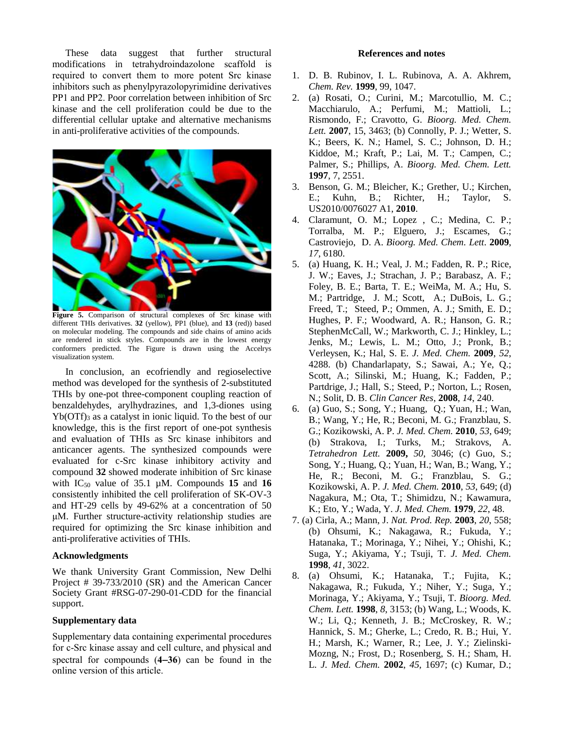These data suggest that further structural modifications in tetrahydroindazolone scaffold is required to convert them to more potent Src kinase inhibitors such as phenylpyrazolopyrimidine derivatives PP1 and PP2. Poor correlation between inhibition of Src kinase and the cell proliferation could be due to the differential cellular uptake and alternative mechanisms in anti-proliferative activities of the compounds.

**Figure 5.** Comparison of structural complexes of Src kinase with different THIs derivatives. **32** (yellow), PP1 (blue), and **13** (red)) based on molecular modeling. The compounds and side chains of amino acids are rendered in stick styles. Compounds are in the lowest energy conformers predicted. The Figure is drawn using the Accelrys visualization system.

In conclusion, an ecofriendly and regioselective method was developed for the synthesis of 2-substituted THIs by one-pot three-component coupling reaction of benzaldehydes, arylhydrazines, and 1,3-diones using $Yb(OTf)_3$ as a catalyst in ionic liquid. To the best of our knowledge, this is the first report of one-pot synthesis and evaluation of THIs as Src kinase inhibitors and anticancer agents. The synthesized compounds were evaluated for c-Src kinase inhibitory activity and compound **32** showed moderate inhibition of Src kinase with $IC_{50}$ value of 35.1 μM. Compounds **15** and **16** consistently inhibited the cell proliferation of SK-OV-3 and HT-29 cells by 49-62% at a concentration of 50 μM. Further structure-activity relationship studies are required for optimizing the Src kinase inhibition and anti-proliferative activities of THIs.

### Acknowledgments

We thank University Grant Commission, New Delhi Project # 39-733/2010 (SR) and the American Cancer Society Grant #RSG-07-290-01-CDD for the financial support.

### Supplementary data

Supplementary data containing experimental procedures for c-Src kinase assay and cell culture, and physical and spectral for compounds (**4–36**) can be found in the online version of this article.

### References and notes

1. D. B. Rubinov, I. L. Rubinova, A. A. Akhrem, *Chem. Rev.* **1999**, 99, 1047.
2. (a) Rosati, O.; Curini, M.; Marcotullio, M. C.; Macchiarulo, A.; Perfumi, M.; Mattioli, L.; Rismondo, F.; Cravotto, G. *Bioorg. Med. Chem. Lett.* **2007**, 15, 3463; (b) Connolly, P. J.; Wetter, S. K.; Beers, K. N.; Hamel, S. C.; Johnson, D. H.; Kiddoe, M.; Kraft, P.; Lai, M. T.; Campen, C.; Palmer, S.; Phillips, A. *Bioorg. Med. Chem. Lett.* **1997**, 7, 2551.
3. Benson, G. M.; Bleicher, K.; Grether, U.; Kirchen, E.; Kuhn, B.; Richter, H.; Taylor, S. US2010/0076027 A1, **2010**.
4. Claramunt, O. M.; Lopez , C.; Medina, C. P.; Torralba, M. P.; Elguero, J.; Escames, G.; Castroviejo, D. A. *Bioorg. Med. Chem. Lett*. **2009**, *17*, 6180.
5. (a) Huang, K. H.; Veal, J. M.; Fadden, R. P.; Rice, J. W.; Eaves, J.; Strachan, J. P.; Barabasz, A. F.; Foley, B. E.; Barta, T. E.; WeiMa, M. A.; Hu, S. M.; Partridge, J. M.; Scott, A.; DuBois, L. G.; Freed, T.; Steed, P.; Ommen, A. J.; Smith, E. D.; Hughes, P. F.; Woodward, A. R.; Hanson, G. R.; StephenMcCall, W.; Markworth, C. J.; Hinkley, L.; Jenks, M.; Lewis, L. M.; Otto, J.; Pronk, B.; Verleysen, K.; Hal, S. E. *J. Med. Chem.* **2009**, *52*, 4288. (b) Chandarlapaty, S.; Sawai, A.; Ye, Q.; Scott, A.; Silinski, M.; Huang, K.; Fadden, P.; Partdrige, J.; Hall, S.; Steed, P.; Norton, L.; Rosen, N.; Solit, D. B. *Clin Cancer Res*, **2008**, *14*, 240.
6. (a) Guo, S.; Song, Y.; Huang, Q.; Yuan, H.; Wan, B.; Wang, Y.; He, R.; Beconi, M. G.; Franzblau, S. G.; Kozikowski, A. P. *J. Med. Chem.* **2010**, *53*, 649; (b) Strakova, I.; Turks, M.; Strakovs, A. *Tetrahedron Lett.* **2009,** *50*, 3046; (c) Guo, S.; Song, Y.; Huang, Q.; Yuan, H.; Wan, B.; Wang, Y.; He, R.; Beconi, M. G.; Franzblau, S. G.; Kozikowski, A. P. *J. Med. Chem.* **2010**, *53*, 649; (d) Nagakura, M.; Ota, T.; Shimidzu, N.; Kawamura, K.; Eto, Y.; Wada, Y. *J. Med. Chem.* **1979**, *22*, 48.
7. (a) Cirla, A.; Mann, J. *Nat. Prod. Rep.* **2003**, *20*, 558; (b) Ohsumi, K.; Nakagawa, R.; Fukuda, Y.; Hatanaka, T.; Morinaga, Y.; Nihei, Y.; Ohishi, K.; Suga, Y.; Akiyama, Y.; Tsuji, T. *J. Med. Chem.* **1998**, *41*, 3022.
8. (a) Ohsumi, K.; Hatanaka, T.; Fujita, K.; Nakagawa, R.; Fukuda, Y.; Niher, Y.; Suga, Y.; Morinaga, Y.; Akiyama, Y.; Tsuji, T. *Bioorg. Med. Chem. Lett.* **1998**, *8*, 3153; (b) Wang, L.; Woods, K. W.; Li, Q.; Kenneth, J. B.; McCroskey, R. W.; Hannick, S. M.; Gherke, L.; Credo, R. B.; Hui, Y. H.; Marsh, K.; Warner, R.; Lee, J. Y.; Zielinski-Mozng, N.; Frost, D.; Rosenberg, S. H.; Sham, H. L. *J. Med. Chem.* **2002**, *45*, 1697; (c) Kumar, D.;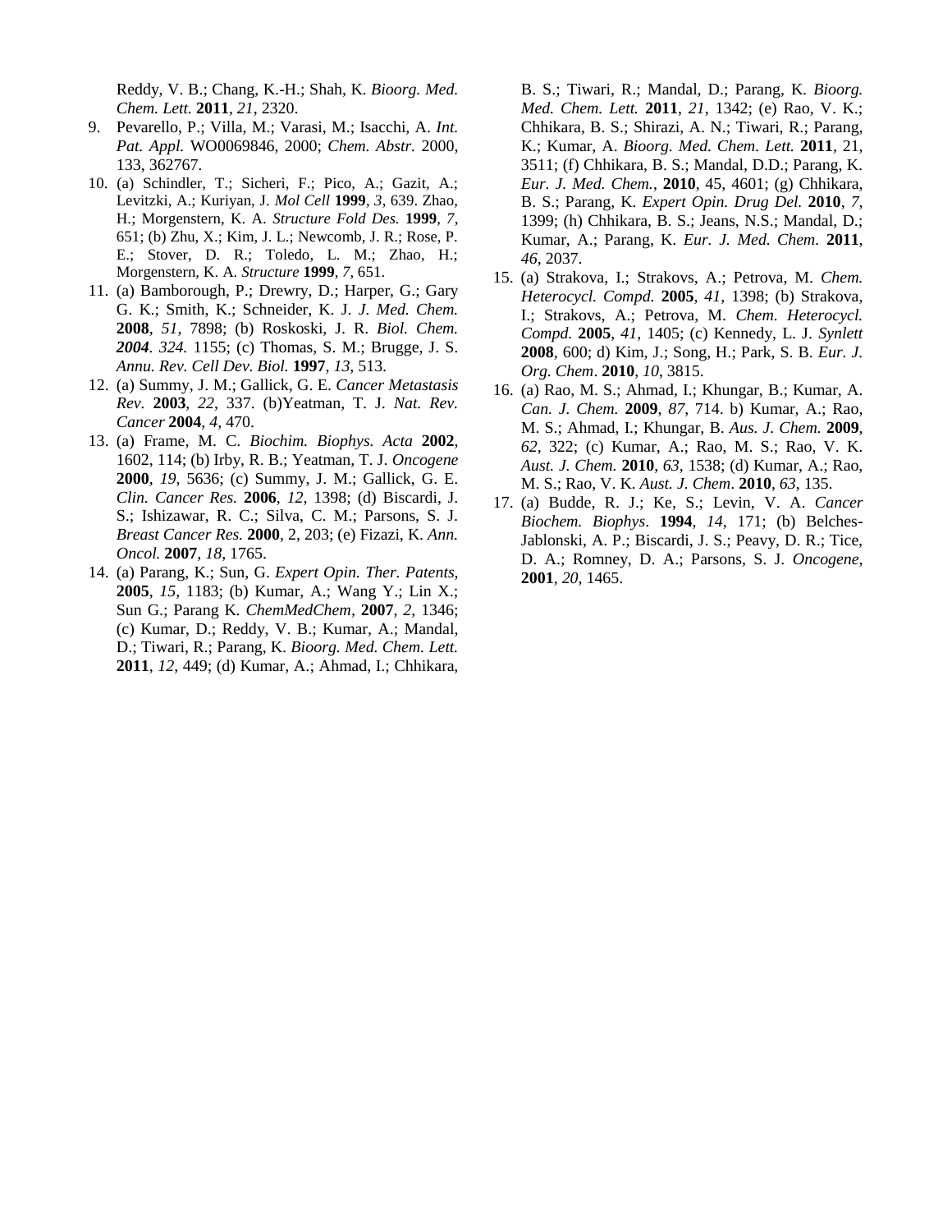Reddy, V. B.; Chang, K.-H.; Shah, K. *Bioorg. Med. Chem. Lett.* **2011**, *21*, 2320.

9. Pevarello, P.; Villa, M.; Varasi, M.; Isacchi, A. *Int. Pat. Appl.* WO0069846, 2000; *Chem. Abstr.* 2000, 133, 362767.
10. (a) Schindler, T.; Sicheri, F.; Pico, A.; Gazit, A.; Levitzki, A.; Kuriyan, J. *Mol Cell* **1999**, *3*, 639. Zhao, H.; Morgenstern, K. A. *Structure Fold Des.* **1999**, *7*, 651; (b) Zhu, X.; Kim, J. L.; Newcomb, J. R.; Rose, P. E.; Stover, D. R.; Toledo, L. M.; Zhao, H.; Morgenstern, K. A. *Structure* **1999**, *7*, 651.
11. (a) Bamborough, P.; Drewry, D.; Harper, G.; Gary G. K.; Smith, K.; Schneider, K. J. *J. Med. Chem.* **2008**, *51*, 7898; (b) Roskoski, J. R. *Biol. Chem.* ***2004***. *324.* 1155; (c) Thomas, S. M.; Brugge, J. S. *Annu. Rev. Cell Dev. Biol.* **1997**, *13*, 513.
12. (a) Summy, J. M.; Gallick, G. E. *Cancer Metastasis Rev*. **2003**, *22*, 337. (b)Yeatman, T. J. *Nat. Rev. Cancer* **2004**, *4*, 470.
13. (a) Frame, M. C. *Biochim. Biophys. Acta* **2002**, 1602, 114; (b) Irby, R. B.; Yeatman, T. J. *Oncogene* **2000**, *19*, 5636; (c) Summy, J. M.; Gallick, G. E. *Clin. Cancer Res.* **2006**, *12*, 1398; (d) Biscardi, J. S.; Ishizawar, R. C.; Silva, C. M.; Parsons, S. J. *Breast Cancer Res.* **2000**, 2, 203; (e) Fizazi, K. *Ann. Oncol.* **2007**, *18*, 1765.
14. (a) Parang, K.; Sun, G. *Expert Opin. Ther. Patents*, **2005**, *15*, 1183; (b) Kumar, A.; Wang Y.; Lin X.; Sun G.; Parang K. *ChemMedChem*, **2007**, *2*, 1346; (c) Kumar, D.; Reddy, V. B.; Kumar, A.; Mandal, D.; Tiwari, R.; Parang, K. *Bioorg. Med. Chem. Lett.* **2011**, *12*, 449; (d) Kumar, A.; Ahmad, I.; Chhikara, B. S.; Tiwari, R.; Mandal, D.; Parang, K. *Bioorg. Med. Chem. Lett.* **2011**, *21*, 1342; (e) Rao, V. K.; Chhikara, B. S.; Shirazi, A. N.; Tiwari, R.; Parang, K.; Kumar, A. *Bioorg. Med. Chem. Lett.* **2011**, 21, 3511; (f) Chhikara, B. S.; Mandal, D.D.; Parang, K. *Eur. J. Med. Chem.*, **2010**, 45, 4601; (g) Chhikara, B. S.; Parang, K. *Expert Opin. Drug Del.* **2010**, *7*, 1399; (h) Chhikara, B. S.; Jeans, N.S.; Mandal, D.; Kumar, A.; Parang, K. *Eur. J. Med. Chem*. **2011**, *46*, 2037.
15. (a) Strakova, I.; Strakovs, A.; Petrova, M. *Chem. Heterocycl. Compd.* **2005**, *41*, 1398; (b) Strakova, I.; Strakovs, A.; Petrova, M. *Chem. Heterocycl. Compd.* **2005**, *41*, 1405; (c) Kennedy, L. J. *Synlett* **2008**, 600; d) Kim, J.; Song, H.; Park, S. B. *Eur. J. Org. Chem*. **2010**, *10*, 3815.
16. (a) Rao, M. S.; Ahmad, I.; Khungar, B.; Kumar, A. *Can. J. Chem.* **2009**, *87*, 714. b) Kumar, A.; Rao, M. S.; Ahmad, I.; Khungar, B. *Aus. J. Chem.* **2009**, *62*, 322; (c) Kumar, A.; Rao, M. S.; Rao, V. K. *Aust. J. Chem.* **2010**, *63*, 1538; (d) Kumar, A.; Rao, M. S.; Rao, V. K. *Aust. J. Chem*. **2010**, *63*, 135.
17. (a) Budde, R. J.; Ke, S.; Levin, V. A. *Cancer Biochem. Biophys*. **1994**, *14*, 171; (b) Belches-Jablonski, A. P.; Biscardi, J. S.; Peavy, D. R.; Tice, D. A.; Romney, D. A.; Parsons, S. J. *Oncogene*, **2001**, *20*, 1465.